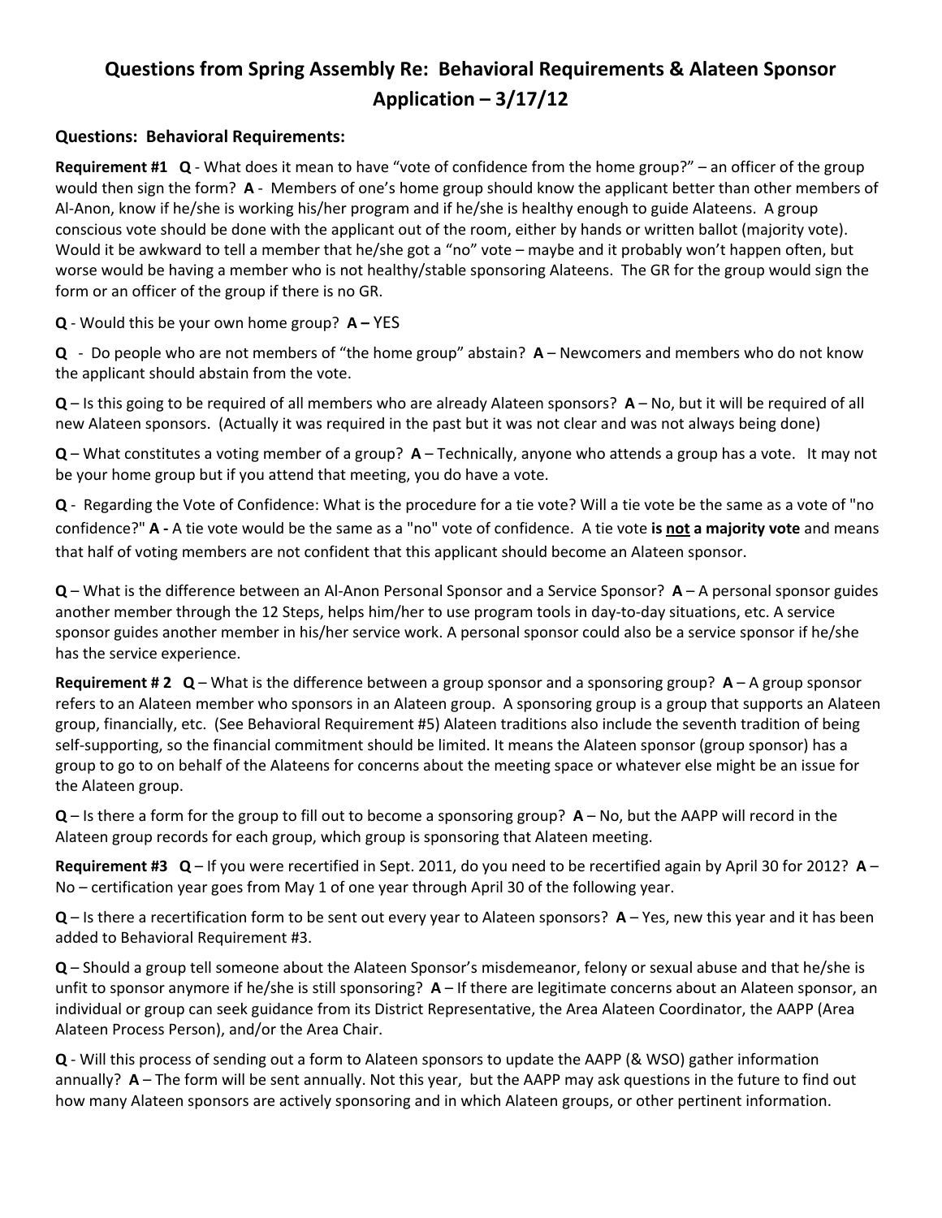# Questions from Spring Assembly Re: Behavioral Requirements & Alateen Sponsor Application – 3/17/12

## Questions: Behavioral Requirements:

**Requirement #1** **Q** - What does it mean to have "vote of confidence from the home group?" – an officer of the group would then sign the form? **A** - Members of one's home group should know the applicant better than other members of Al-Anon, know if he/she is working his/her program and if he/she is healthy enough to guide Alateens. A group conscious vote should be done with the applicant out of the room, either by hands or written ballot (majority vote). Would it be awkward to tell a member that he/she got a "no" vote – maybe and it probably won't happen often, but worse would be having a member who is not healthy/stable sponsoring Alateens. The GR for the group would sign the form or an officer of the group if there is no GR.

**Q** - Would this be your own home group? **A –** YES

**Q** - Do people who are not members of "the home group" abstain? **A** – Newcomers and members who do not know the applicant should abstain from the vote.

**Q** – Is this going to be required of all members who are already Alateen sponsors? **A** – No, but it will be required of all new Alateen sponsors. (Actually it was required in the past but it was not clear and was not always being done)

**Q** – What constitutes a voting member of a group? **A** – Technically, anyone who attends a group has a vote. It may not be your home group but if you attend that meeting, you do have a vote.

**Q** - Regarding the Vote of Confidence: What is the procedure for a tie vote? Will a tie vote be the same as a vote of "no confidence?" **A -** A tie vote would be the same as a "no" vote of confidence. A tie vote **is <u>not</u> a majority vote** and means that half of voting members are not confident that this applicant should become an Alateen sponsor.

**Q** – What is the difference between an Al-Anon Personal Sponsor and a Service Sponsor? **A** – A personal sponsor guides another member through the 12 Steps, helps him/her to use program tools in day-to-day situations, etc. A service sponsor guides another member in his/her service work. A personal sponsor could also be a service sponsor if he/she has the service experience.

**Requirement # 2** **Q** – What is the difference between a group sponsor and a sponsoring group? **A** – A group sponsor refers to an Alateen member who sponsors in an Alateen group. A sponsoring group is a group that supports an Alateen group, financially, etc. (See Behavioral Requirement #5) Alateen traditions also include the seventh tradition of being self-supporting, so the financial commitment should be limited. It means the Alateen sponsor (group sponsor) has a group to go to on behalf of the Alateens for concerns about the meeting space or whatever else might be an issue for the Alateen group.

**Q** – Is there a form for the group to fill out to become a sponsoring group? **A** – No, but the AAPP will record in the Alateen group records for each group, which group is sponsoring that Alateen meeting.

**Requirement #3** **Q** – If you were recertified in Sept. 2011, do you need to be recertified again by April 30 for 2012? **A** – No – certification year goes from May 1 of one year through April 30 of the following year.

**Q** – Is there a recertification form to be sent out every year to Alateen sponsors? **A** – Yes, new this year and it has been added to Behavioral Requirement #3.

**Q** – Should a group tell someone about the Alateen Sponsor's misdemeanor, felony or sexual abuse and that he/she is unfit to sponsor anymore if he/she is still sponsoring? **A** – If there are legitimate concerns about an Alateen sponsor, an individual or group can seek guidance from its District Representative, the Area Alateen Coordinator, the AAPP (Area Alateen Process Person), and/or the Area Chair.

**Q** - Will this process of sending out a form to Alateen sponsors to update the AAPP (& WSO) gather information annually? **A** – The form will be sent annually. Not this year, but the AAPP may ask questions in the future to find out how many Alateen sponsors are actively sponsoring and in which Alateen groups, or other pertinent information.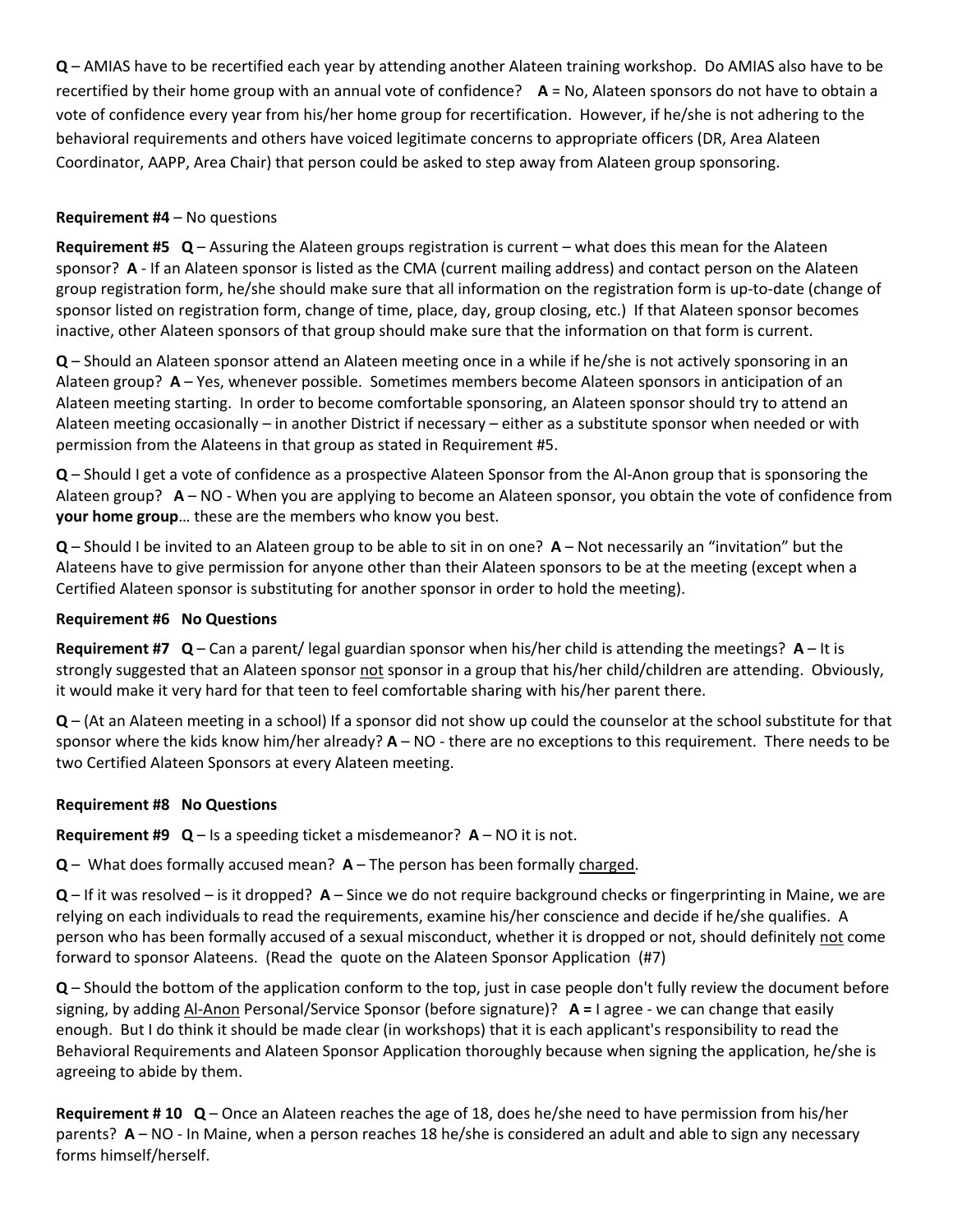**Q** – AMIAS have to be recertified each year by attending another Alateen training workshop. Do AMIAS also have to be recertified by their home group with an annual vote of confidence? **A** = No, Alateen sponsors do not have to obtain a vote of confidence every year from his/her home group for recertification. However, if he/she is not adhering to the behavioral requirements and others have voiced legitimate concerns to appropriate officers (DR, Area Alateen Coordinator, AAPP, Area Chair) that person could be asked to step away from Alateen group sponsoring.

**Requirement #4** – No questions

**Requirement #5** **Q** – Assuring the Alateen groups registration is current – what does this mean for the Alateen sponsor? **A** - If an Alateen sponsor is listed as the CMA (current mailing address) and contact person on the Alateen group registration form, he/she should make sure that all information on the registration form is up-to-date (change of sponsor listed on registration form, change of time, place, day, group closing, etc.) If that Alateen sponsor becomes inactive, other Alateen sponsors of that group should make sure that the information on that form is current.

**Q** – Should an Alateen sponsor attend an Alateen meeting once in a while if he/she is not actively sponsoring in an Alateen group? **A** – Yes, whenever possible. Sometimes members become Alateen sponsors in anticipation of an Alateen meeting starting. In order to become comfortable sponsoring, an Alateen sponsor should try to attend an Alateen meeting occasionally – in another District if necessary – either as a substitute sponsor when needed or with permission from the Alateens in that group as stated in Requirement #5.

**Q** – Should I get a vote of confidence as a prospective Alateen Sponsor from the Al-Anon group that is sponsoring the Alateen group? **A** – NO - When you are applying to become an Alateen sponsor, you obtain the vote of confidence from **your home group**… these are the members who know you best.

**Q** – Should I be invited to an Alateen group to be able to sit in on one? **A** – Not necessarily an "invitation" but the Alateens have to give permission for anyone other than their Alateen sponsors to be at the meeting (except when a Certified Alateen sponsor is substituting for another sponsor in order to hold the meeting).

**Requirement #6 No Questions**

**Requirement #7** **Q** – Can a parent/ legal guardian sponsor when his/her child is attending the meetings? **A** – It is strongly suggested that an Alateen sponsor not sponsor in a group that his/her child/children are attending. Obviously, it would make it very hard for that teen to feel comfortable sharing with his/her parent there.

**Q** – (At an Alateen meeting in a school) If a sponsor did not show up could the counselor at the school substitute for that sponsor where the kids know him/her already? **A** – NO - there are no exceptions to this requirement. There needs to be two Certified Alateen Sponsors at every Alateen meeting.

**Requirement #8 No Questions**

**Requirement #9** **Q** – Is a speeding ticket a misdemeanor? **A** – NO it is not.

**Q** – What does formally accused mean? **A** – The person has been formally charged.

**Q** – If it was resolved – is it dropped? **A** – Since we do not require background checks or fingerprinting in Maine, we are relying on each individual to read the requirements, examine his/her conscience and decide if he/she qualifies. A person who has been formally accused of a sexual misconduct, whether it is dropped or not, should definitely not come forward to sponsor Alateens. (Read the quote on the Alateen Sponsor Application (#7)

**Q** – Should the bottom of the application conform to the top, just in case people don't fully review the document before signing, by adding Al-Anon Personal/Service Sponsor (before signature)? **A =** I agree - we can change that easily enough. But I do think it should be made clear (in workshops) that it is each applicant's responsibility to read the Behavioral Requirements and Alateen Sponsor Application thoroughly because when signing the application, he/she is agreeing to abide by them.

**Requirement # 10** **Q** – Once an Alateen reaches the age of 18, does he/she need to have permission from his/her parents? **A** – NO - In Maine, when a person reaches 18 he/she is considered an adult and able to sign any necessary forms himself/herself.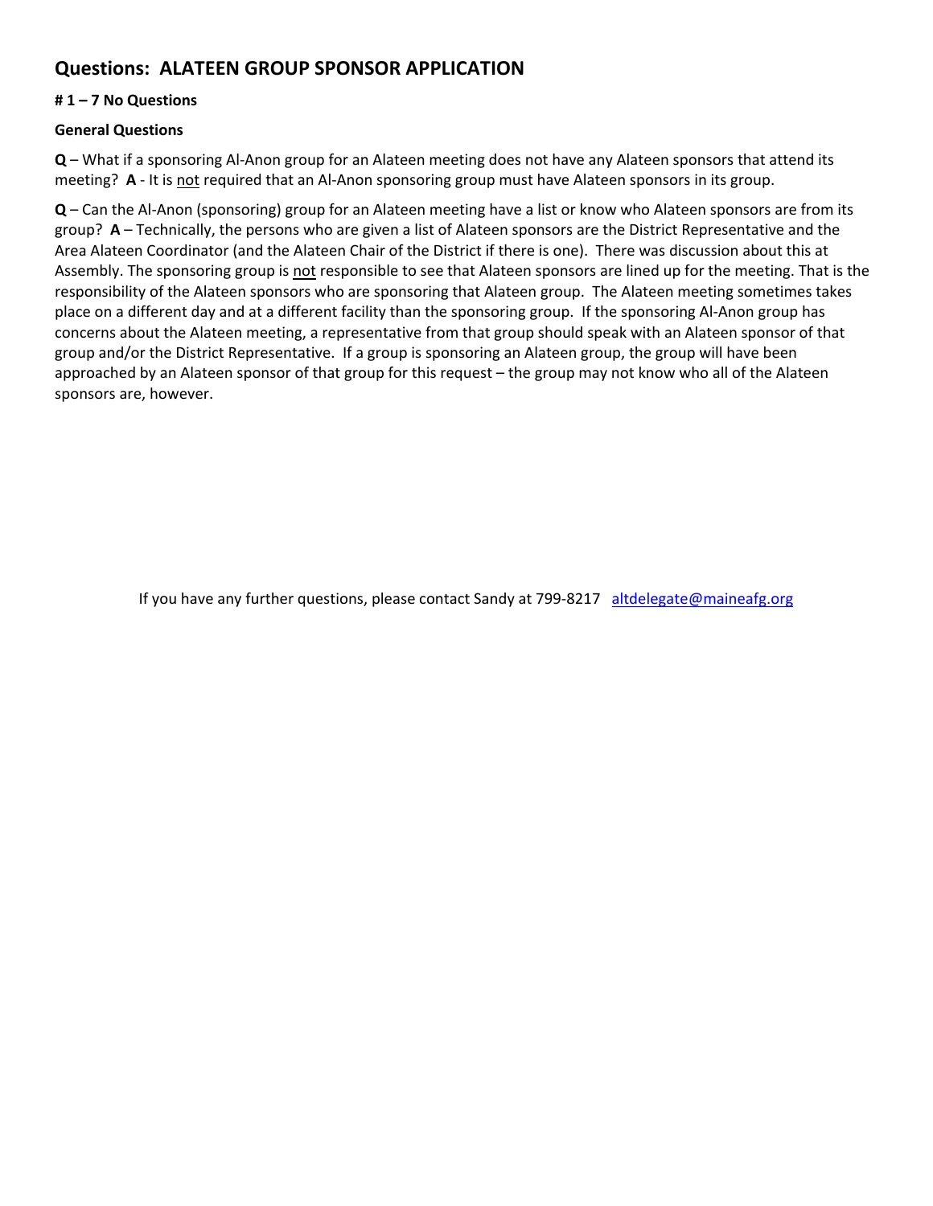## Questions: ALATEEN GROUP SPONSOR APPLICATION

**# 1 – 7 No Questions**

**General Questions**

**Q** – What if a sponsoring Al-Anon group for an Alateen meeting does not have any Alateen sponsors that attend its meeting? **A** - It is <u>not</u> required that an Al-Anon sponsoring group must have Alateen sponsors in its group.

**Q** – Can the Al-Anon (sponsoring) group for an Alateen meeting have a list or know who Alateen sponsors are from its group? **A** – Technically, the persons who are given a list of Alateen sponsors are the District Representative and the Area Alateen Coordinator (and the Alateen Chair of the District if there is one). There was discussion about this at Assembly. The sponsoring group is <u>not</u> responsible to see that Alateen sponsors are lined up for the meeting. That is the responsibility of the Alateen sponsors who are sponsoring that Alateen group. The Alateen meeting sometimes takes place on a different day and at a different facility than the sponsoring group. If the sponsoring Al-Anon group has concerns about the Alateen meeting, a representative from that group should speak with an Alateen sponsor of that group and/or the District Representative. If a group is sponsoring an Alateen group, the group will have been approached by an Alateen sponsor of that group for this request – the group may not know who all of the Alateen sponsors are, however.

If you have any further questions, please contact Sandy at 799-8217 altdelegate@maineafg.org